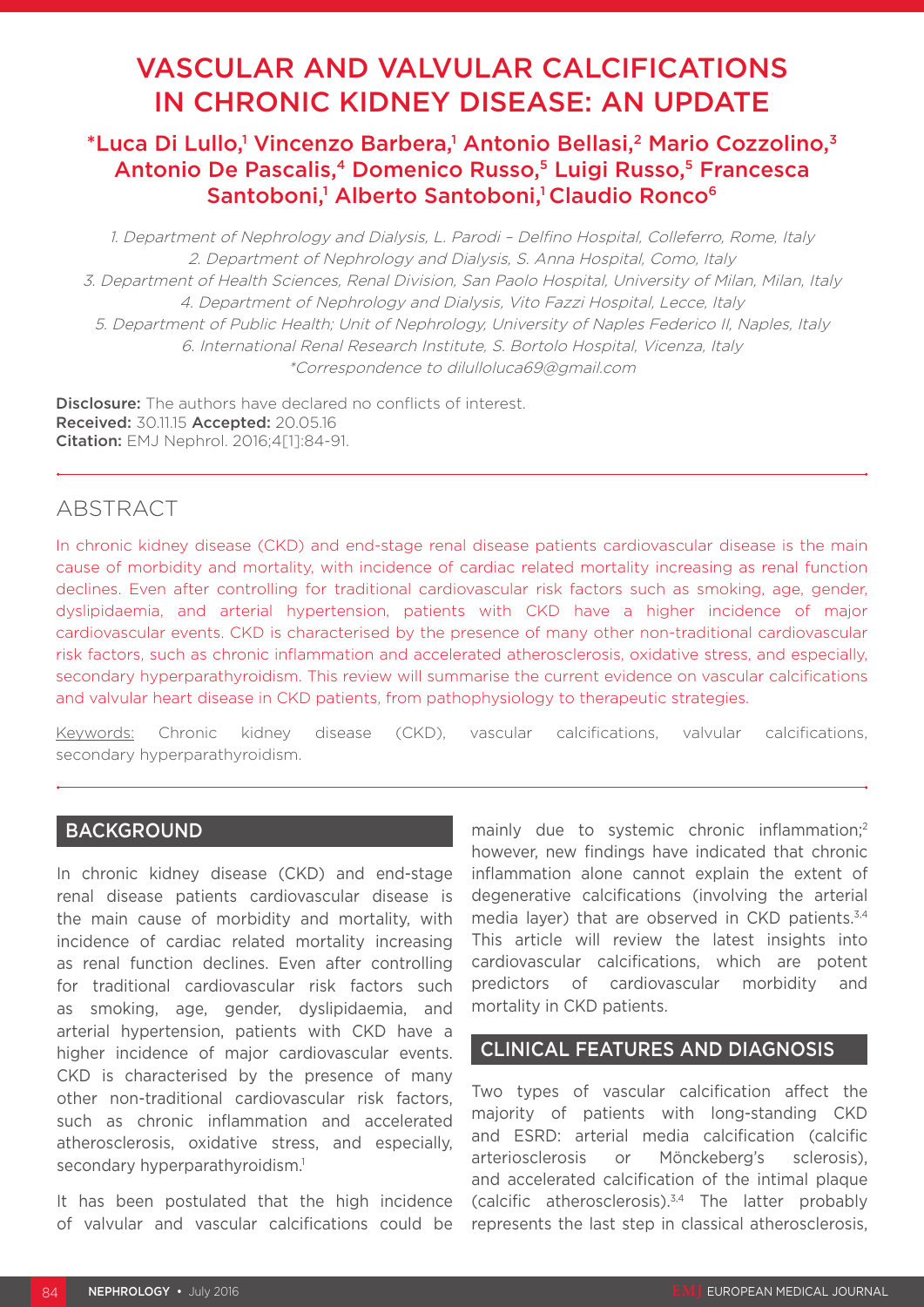# VASCULAR AND VALVULAR CALCIFICATIONS IN CHRONIC KIDNEY DISEASE: AN UPDATE

**\*Luca Di Lullo,[1] Vincenzo Barbera,[1] Antonio Bellasi,[2] Mario Cozzolino,[3] Antonio De Pascalis,[4] Domenico Russo,[5] Luigi Russo,[5] Francesca Santoboni,[1] Alberto Santoboni,[1] Claudio Ronco[6]**

1. Department of Nephrology and Dialysis, L. Parodi – Delfino Hospital, Colleferro, Rome, Italy
2. Department of Nephrology and Dialysis, S. Anna Hospital, Como, Italy
3. Department of Health Sciences, Renal Division, San Paolo Hospital, University of Milan, Milan, Italy
4. Department of Nephrology and Dialysis, Vito Fazzi Hospital, Lecce, Italy
5. Department of Public Health; Unit of Nephrology, University of Naples Federico II, Naples, Italy
6. International Renal Research Institute, S. Bortolo Hospital, Vicenza, Italy

*\*Correspondence to dilulloluca69@gmail.com*

**Disclosure:** The authors have declared no conflicts of interest.
**Received:** 30.11.15 **Accepted:** 20.05.16
**Citation:** EMJ Nephrol. 2016;4[1]:84-91.

## ABSTRACT

In chronic kidney disease (CKD) and end-stage renal disease patients cardiovascular disease is the main cause of morbidity and mortality, with incidence of cardiac related mortality increasing as renal function declines. Even after controlling for traditional cardiovascular risk factors such as smoking, age, gender, dyslipidaemia, and arterial hypertension, patients with CKD have a higher incidence of major cardiovascular events. CKD is characterised by the presence of many other non-traditional cardiovascular risk factors, such as chronic inflammation and accelerated atherosclerosis, oxidative stress, and especially, secondary hyperparathyroidism. This review will summarise the current evidence on vascular calcifications and valvular heart disease in CKD patients, from pathophysiology to therapeutic strategies.

Keywords: Chronic kidney disease (CKD), vascular calcifications, valvular calcifications, secondary hyperparathyroidism.

## BACKGROUND

In chronic kidney disease (CKD) and end-stage renal disease patients cardiovascular disease is the main cause of morbidity and mortality, with incidence of cardiac related mortality increasing as renal function declines. Even after controlling for traditional cardiovascular risk factors such as smoking, age, gender, dyslipidaemia, and arterial hypertension, patients with CKD have a higher incidence of major cardiovascular events. CKD is characterised by the presence of many other non-traditional cardiovascular risk factors, such as chronic inflammation and accelerated atherosclerosis, oxidative stress, and especially, secondary hyperparathyroidism.[1]

It has been postulated that the high incidence of valvular and vascular calcifications could be mainly due to systemic chronic inflammation;[2] however, new findings have indicated that chronic inflammation alone cannot explain the extent of degenerative calcifications (involving the arterial media layer) that are observed in CKD patients.[3,4] This article will review the latest insights into cardiovascular calcifications, which are potent predictors of cardiovascular morbidity and mortality in CKD patients.

## CLINICAL FEATURES AND DIAGNOSIS

Two types of vascular calcification affect the majority of patients with long-standing CKD and ESRD: arterial media calcification (calcific arteriosclerosis or Mönckeberg's sclerosis), and accelerated calcification of the intimal plaque (calcific atherosclerosis).[3,4] The latter probably represents the last step in classical atherosclerosis,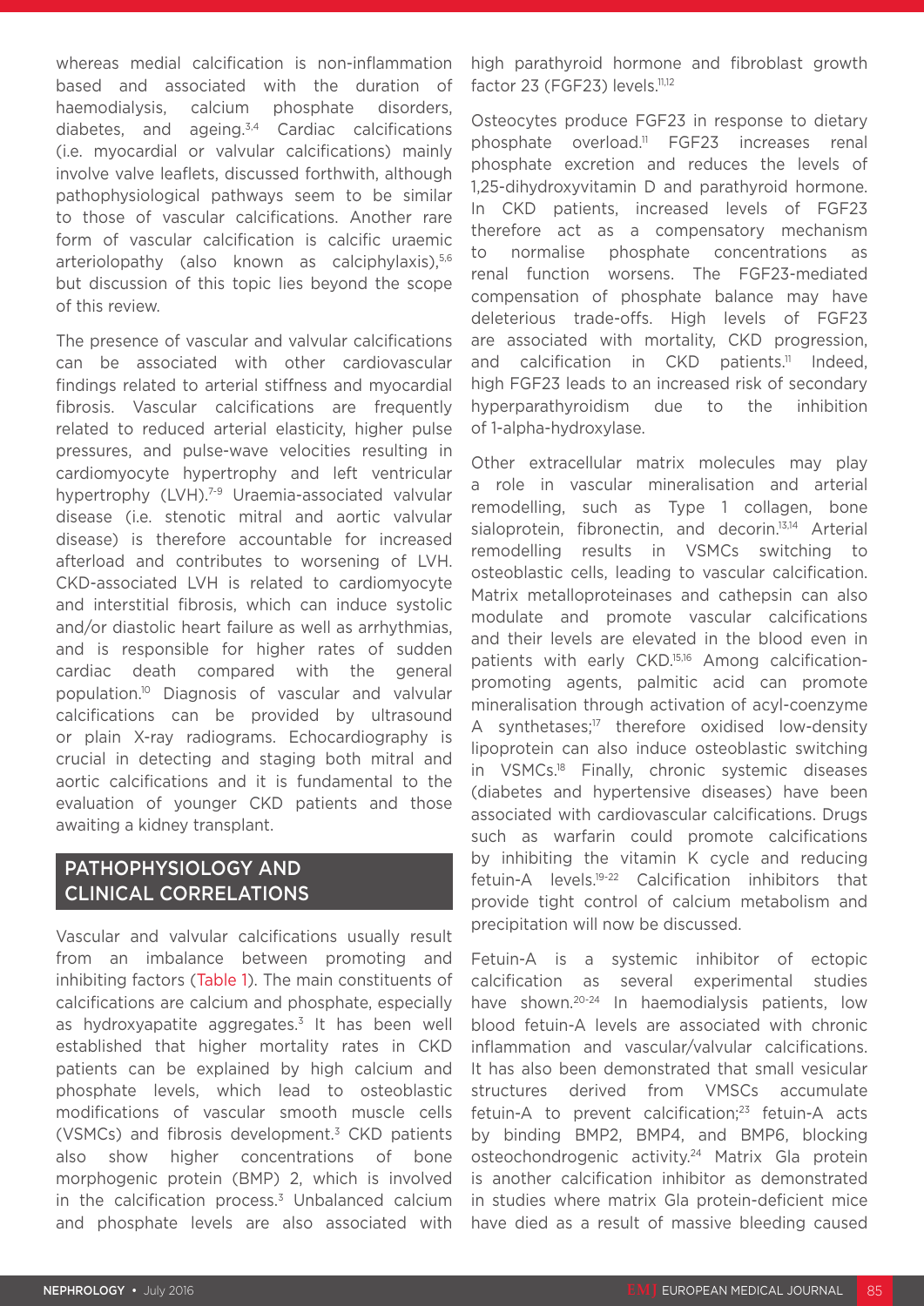whereas medial calcification is non-inflammation based and associated with the duration of haemodialysis, calcium phosphate disorders, diabetes, and ageing.[3,4] Cardiac calcifications (i.e. myocardial or valvular calcifications) mainly involve valve leaflets, discussed forthwith, although pathophysiological pathways seem to be similar to those of vascular calcifications. Another rare form of vascular calcification is calcific uraemic arteriolopathy (also known as calciphylaxis),[5,6] but discussion of this topic lies beyond the scope of this review.

The presence of vascular and valvular calcifications can be associated with other cardiovascular findings related to arterial stiffness and myocardial fibrosis. Vascular calcifications are frequently related to reduced arterial elasticity, higher pulse pressures, and pulse-wave velocities resulting in cardiomyocyte hypertrophy and left ventricular hypertrophy (LVH).[7-9] Uraemia-associated valvular disease (i.e. stenotic mitral and aortic valvular disease) is therefore accountable for increased afterload and contributes to worsening of LVH. CKD-associated LVH is related to cardiomyocyte and interstitial fibrosis, which can induce systolic and/or diastolic heart failure as well as arrhythmias, and is responsible for higher rates of sudden cardiac death compared with the general population.[10] Diagnosis of vascular and valvular calcifications can be provided by ultrasound or plain X-ray radiograms. Echocardiography is crucial in detecting and staging both mitral and aortic calcifications and it is fundamental to the evaluation of younger CKD patients and those awaiting a kidney transplant.

## PATHOPHYSIOLOGY AND CLINICAL CORRELATIONS

Vascular and valvular calcifications usually result from an imbalance between promoting and inhibiting factors (Table 1). The main constituents of calcifications are calcium and phosphate, especially as hydroxyapatite aggregates.[3] It has been well established that higher mortality rates in CKD patients can be explained by high calcium and phosphate levels, which lead to osteoblastic modifications of vascular smooth muscle cells (VSMCs) and fibrosis development.[3] CKD patients also show higher concentrations of bone morphogenic protein (BMP) 2, which is involved in the calcification process.[3] Unbalanced calcium and phosphate levels are also associated with high parathyroid hormone and fibroblast growth factor 23 (FGF23) levels.[11,12]

Osteocytes produce FGF23 in response to dietary phosphate overload.[11] FGF23 increases renal phosphate excretion and reduces the levels of 1,25-dihydroxyvitamin D and parathyroid hormone. In CKD patients, increased levels of FGF23 therefore act as a compensatory mechanism to normalise phosphate concentrations as renal function worsens. The FGF23-mediated compensation of phosphate balance may have deleterious trade-offs. High levels of FGF23 are associated with mortality, CKD progression, and calcification in CKD patients.[11] Indeed, high FGF23 leads to an increased risk of secondary hyperparathyroidism due to the inhibition of 1-alpha-hydroxylase.

Other extracellular matrix molecules may play a role in vascular mineralisation and arterial remodelling, such as Type 1 collagen, bone sialoprotein, fibronectin, and decorin.[13,14] Arterial remodelling results in VSMCs switching to osteoblastic cells, leading to vascular calcification. Matrix metalloproteinases and cathepsin can also modulate and promote vascular calcifications and their levels are elevated in the blood even in patients with early CKD.[15,16] Among calcification-promoting agents, palmitic acid can promote mineralisation through activation of acyl-coenzyme A synthetases;[17] therefore oxidised low-density lipoprotein can also induce osteoblastic switching in VSMCs.[18] Finally, chronic systemic diseases (diabetes and hypertensive diseases) have been associated with cardiovascular calcifications. Drugs such as warfarin could promote calcifications by inhibiting the vitamin K cycle and reducing fetuin-A levels.[19-22] Calcification inhibitors that provide tight control of calcium metabolism and precipitation will now be discussed.

Fetuin-A is a systemic inhibitor of ectopic calcification as several experimental studies have shown.[20-24] In haemodialysis patients, low blood fetuin-A levels are associated with chronic inflammation and vascular/valvular calcifications. It has also been demonstrated that small vesicular structures derived from VMSCs accumulate fetuin-A to prevent calcification;[23] fetuin-A acts by binding BMP2, BMP4, and BMP6, blocking osteochondrogenic activity.[24] Matrix Gla protein is another calcification inhibitor as demonstrated in studies where matrix Gla protein-deficient mice have died as a result of massive bleeding caused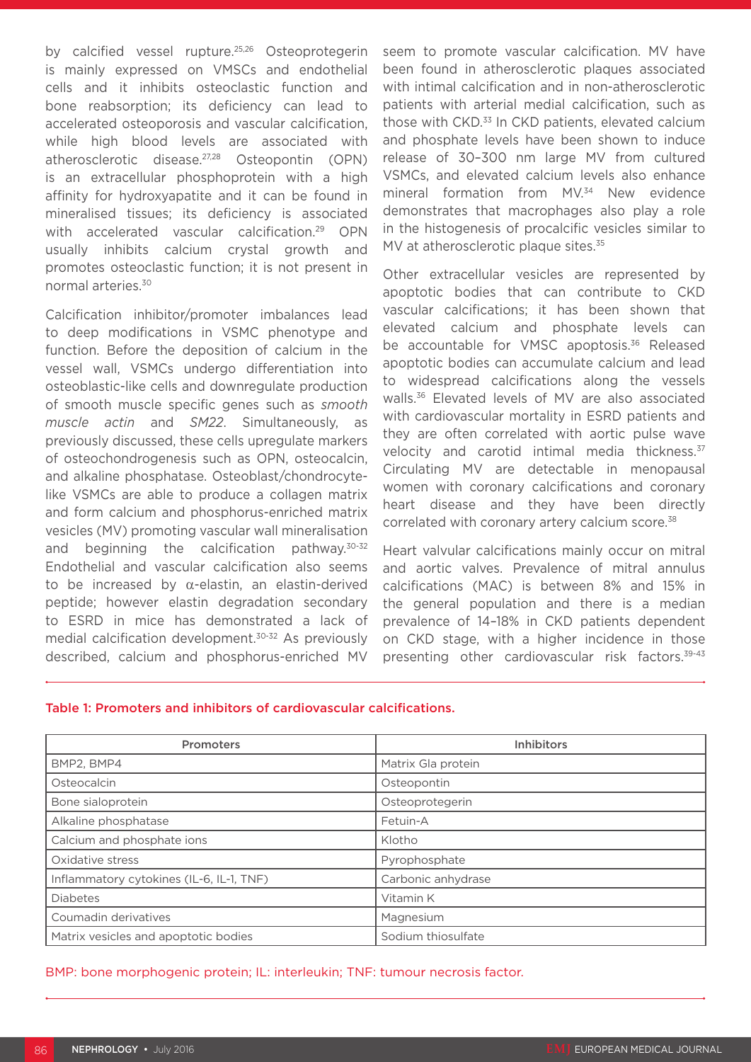by calcified vessel rupture.[25,26] Osteoprotegerin is mainly expressed on VMSCs and endothelial cells and it inhibits osteoclastic function and bone reabsorption; its deficiency can lead to accelerated osteoporosis and vascular calcification, while high blood levels are associated with atherosclerotic disease.[27,28] Osteopontin (OPN) is an extracellular phosphoprotein with a high affinity for hydroxyapatite and it can be found in mineralised tissues; its deficiency is associated with accelerated vascular calcification.[29] OPN usually inhibits calcium crystal growth and promotes osteoclastic function; it is not present in normal arteries.[30]

Calcification inhibitor/promoter imbalances lead to deep modifications in VSMC phenotype and function. Before the deposition of calcium in the vessel wall, VSMCs undergo differentiation into osteoblastic-like cells and downregulate production of smooth muscle specific genes such as *smooth muscle actin* and *SM22*. Simultaneously, as previously discussed, these cells upregulate markers of osteochondrogenesis such as OPN, osteocalcin, and alkaline phosphatase. Osteoblast/chondrocyte-like VSMCs are able to produce a collagen matrix and form calcium and phosphorus-enriched matrix vesicles (MV) promoting vascular wall mineralisation and beginning the calcification pathway.[30-32] Endothelial and vascular calcification also seems to be increased by α-elastin, an elastin-derived peptide; however elastin degradation secondary to ESRD in mice has demonstrated a lack of medial calcification development.[30-32] As previously described, calcium and phosphorus-enriched MV seem to promote vascular calcification. MV have been found in atherosclerotic plaques associated with intimal calcification and in non-atherosclerotic patients with arterial medial calcification, such as those with CKD.[33] In CKD patients, elevated calcium and phosphate levels have been shown to induce release of 30–300 nm large MV from cultured VSMCs, and elevated calcium levels also enhance mineral formation from MV.[34] New evidence demonstrates that macrophages also play a role in the histogenesis of procalcific vesicles similar to MV at atherosclerotic plaque sites.[35]

Other extracellular vesicles are represented by apoptotic bodies that can contribute to CKD vascular calcifications; it has been shown that elevated calcium and phosphate levels can be accountable for VMSC apoptosis.[36] Released apoptotic bodies can accumulate calcium and lead to widespread calcifications along the vessels walls.[36] Elevated levels of MV are also associated with cardiovascular mortality in ESRD patients and they are often correlated with aortic pulse wave velocity and carotid intimal media thickness.[37] Circulating MV are detectable in menopausal women with coronary calcifications and coronary heart disease and they have been directly correlated with coronary artery calcium score.[38]

Heart valvular calcifications mainly occur on mitral and aortic valves. Prevalence of mitral annulus calcifications (MAC) is between 8% and 15% in the general population and there is a median prevalence of 14–18% in CKD patients dependent on CKD stage, with a higher incidence in those presenting other cardiovascular risk factors.[39-43]

**Table 1: Promoters and inhibitors of cardiovascular calcifications.**

| Promoters | Inhibitors |
|---|---|
| BMP2, BMP4 | Matrix Gla protein |
| Osteocalcin | Osteopontin |
| Bone sialoprotein | Osteoprotegerin |
| Alkaline phosphatase | Fetuin-A |
| Calcium and phosphate ions | Klotho |
| Oxidative stress | Pyrophosphate |
| Inflammatory cytokines (IL-6, IL-1, TNF) | Carbonic anhydrase |
| Diabetes | Vitamin K |
| Coumadin derivatives | Magnesium |
| Matrix vesicles and apoptotic bodies | Sodium thiosulfate |

BMP: bone morphogenic protein; IL: interleukin; TNF: tumour necrosis factor.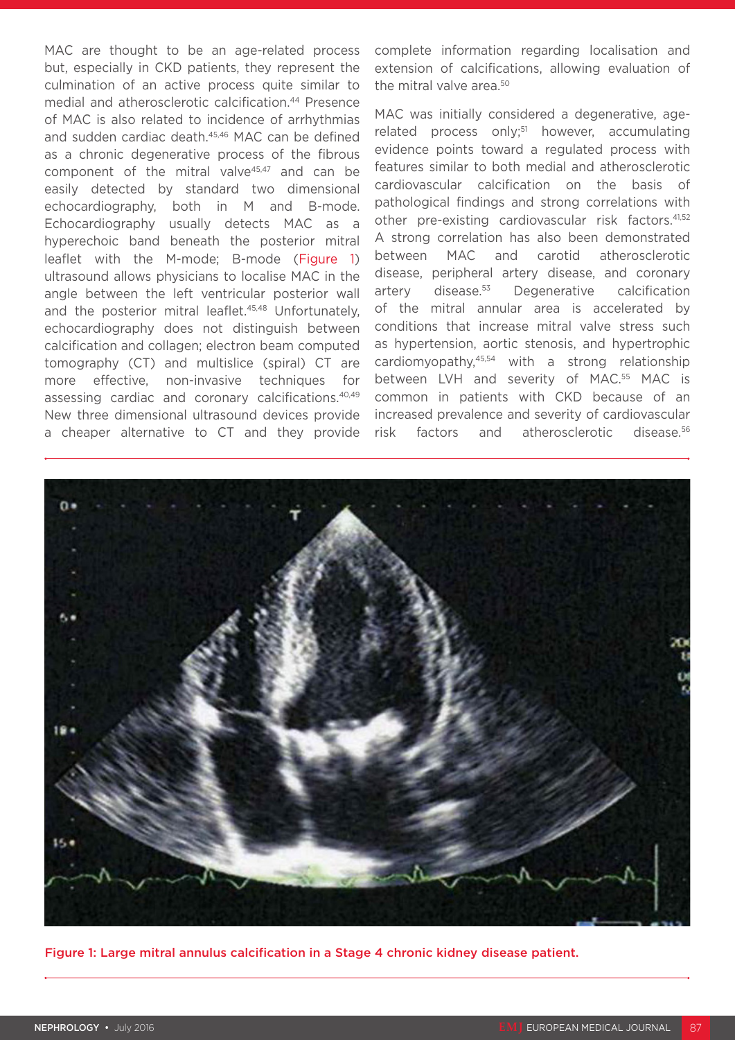MAC are thought to be an age-related process but, especially in CKD patients, they represent the culmination of an active process quite similar to medial and atherosclerotic calcification.[44] Presence of MAC is also related to incidence of arrhythmias and sudden cardiac death.[45,46] MAC can be defined as a chronic degenerative process of the fibrous component of the mitral valve[45,47] and can be easily detected by standard two dimensional echocardiography, both in M and B-mode. Echocardiography usually detects MAC as a hyperechoic band beneath the posterior mitral leaflet with the M-mode; B-mode (Figure 1) ultrasound allows physicians to localise MAC in the angle between the left ventricular posterior wall and the posterior mitral leaflet.[45,48] Unfortunately, echocardiography does not distinguish between calcification and collagen; electron beam computed tomography (CT) and multislice (spiral) CT are more effective, non-invasive techniques for assessing cardiac and coronary calcifications.[40,49] New three dimensional ultrasound devices provide a cheaper alternative to CT and they provide complete information regarding localisation and extension of calcifications, allowing evaluation of the mitral valve area.[50]

MAC was initially considered a degenerative, age-related process only;[51] however, accumulating evidence points toward a regulated process with features similar to both medial and atherosclerotic cardiovascular calcification on the basis of pathological findings and strong correlations with other pre-existing cardiovascular risk factors.[41,52] A strong correlation has also been demonstrated between MAC and carotid atherosclerotic disease, peripheral artery disease, and coronary artery disease.[53] Degenerative calcification of the mitral annular area is accelerated by conditions that increase mitral valve stress such as hypertension, aortic stenosis, and hypertrophic cardiomyopathy,[45,54] with a strong relationship between LVH and severity of MAC.[55] MAC is common in patients with CKD because of an increased prevalence and severity of cardiovascular risk factors and atherosclerotic disease.[56]

Figure 1: Large mitral annulus calcification in a Stage 4 chronic kidney disease patient.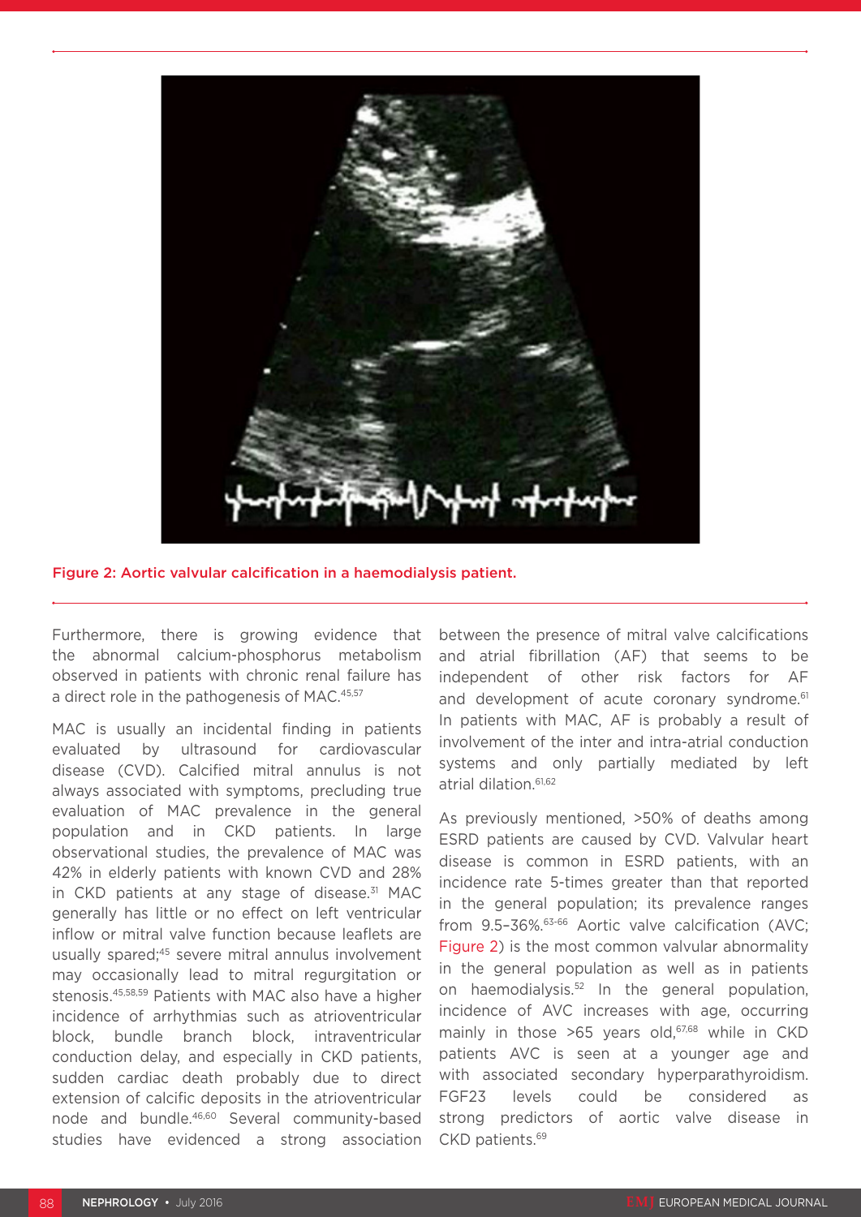Figure 2: Aortic valvular calcification in a haemodialysis patient.

Furthermore, there is growing evidence that the abnormal calcium-phosphorus metabolism observed in patients with chronic renal failure has a direct role in the pathogenesis of MAC.[45,57]

MAC is usually an incidental finding in patients evaluated by ultrasound for cardiovascular disease (CVD). Calcified mitral annulus is not always associated with symptoms, precluding true evaluation of MAC prevalence in the general population and in CKD patients. In large observational studies, the prevalence of MAC was 42% in elderly patients with known CVD and 28% in CKD patients at any stage of disease.[31] MAC generally has little or no effect on left ventricular inflow or mitral valve function because leaflets are usually spared;[45] severe mitral annulus involvement may occasionally lead to mitral regurgitation or stenosis.[45,58,59] Patients with MAC also have a higher incidence of arrhythmias such as atrioventricular block, bundle branch block, intraventricular conduction delay, and especially in CKD patients, sudden cardiac death probably due to direct extension of calcific deposits in the atrioventricular node and bundle.[46,60] Several community-based studies have evidenced a strong association between the presence of mitral valve calcifications and atrial fibrillation (AF) that seems to be independent of other risk factors for AF and development of acute coronary syndrome.[61] In patients with MAC, AF is probably a result of involvement of the inter and intra-atrial conduction systems and only partially mediated by left atrial dilation.[61,62]

As previously mentioned, >50% of deaths among ESRD patients are caused by CVD. Valvular heart disease is common in ESRD patients, with an incidence rate 5-times greater than that reported in the general population; its prevalence ranges from 9.5–36%.[63-66] Aortic valve calcification (AVC; Figure 2) is the most common valvular abnormality in the general population as well as in patients on haemodialysis.[52] In the general population, incidence of AVC increases with age, occurring mainly in those >65 years old,[67,68] while in CKD patients AVC is seen at a younger age and with associated secondary hyperparathyroidism. FGF23 levels could be considered as strong predictors of aortic valve disease in CKD patients.[69]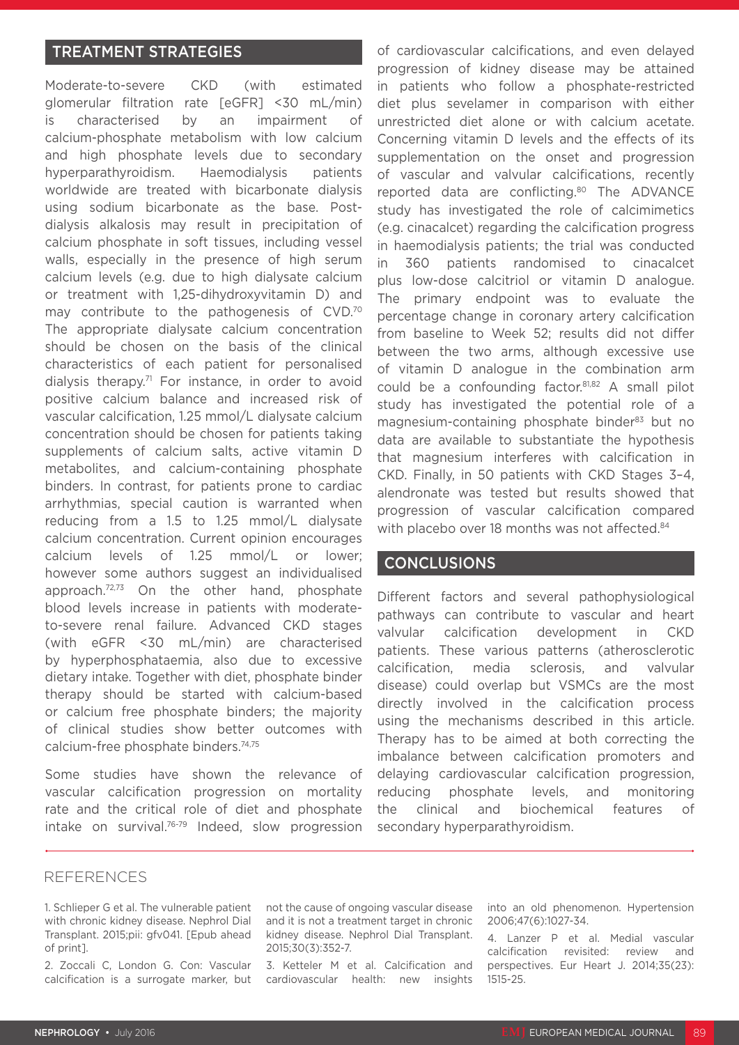## TREATMENT STRATEGIES

Moderate-to-severe CKD (with estimated glomerular filtration rate [eGFR] <30 mL/min) is characterised by an impairment of calcium-phosphate metabolism with low calcium and high phosphate levels due to secondary hyperparathyroidism. Haemodialysis patients worldwide are treated with bicarbonate dialysis using sodium bicarbonate as the base. Post-dialysis alkalosis may result in precipitation of calcium phosphate in soft tissues, including vessel walls, especially in the presence of high serum calcium levels (e.g. due to high dialysate calcium or treatment with 1,25-dihydroxyvitamin D) and may contribute to the pathogenesis of CVD.[70] The appropriate dialysate calcium concentration should be chosen on the basis of the clinical characteristics of each patient for personalised dialysis therapy.[71] For instance, in order to avoid positive calcium balance and increased risk of vascular calcification, 1.25 mmol/L dialysate calcium concentration should be chosen for patients taking supplements of calcium salts, active vitamin D metabolites, and calcium-containing phosphate binders. In contrast, for patients prone to cardiac arrhythmias, special caution is warranted when reducing from a 1.5 to 1.25 mmol/L dialysate calcium concentration. Current opinion encourages calcium levels of 1.25 mmol/L or lower; however some authors suggest an individualised approach.[72,73] On the other hand, phosphate blood levels increase in patients with moderate-to-severe renal failure. Advanced CKD stages (with eGFR <30 mL/min) are characterised by hyperphosphataemia, also due to excessive dietary intake. Together with diet, phosphate binder therapy should be started with calcium-based or calcium free phosphate binders; the majority of clinical studies show better outcomes with calcium-free phosphate binders.[74,75]

Some studies have shown the relevance of vascular calcification progression on mortality rate and the critical role of diet and phosphate intake on survival.[76-79] Indeed, slow progression of cardiovascular calcifications, and even delayed progression of kidney disease may be attained in patients who follow a phosphate-restricted diet plus sevelamer in comparison with either unrestricted diet alone or with calcium acetate. Concerning vitamin D levels and the effects of its supplementation on the onset and progression of vascular and valvular calcifications, recently reported data are conflicting.[80] The ADVANCE study has investigated the role of calcimimetics (e.g. cinacalcet) regarding the calcification progress in haemodialysis patients; the trial was conducted in 360 patients randomised to cinacalcet plus low-dose calcitriol or vitamin D analogue. The primary endpoint was to evaluate the percentage change in coronary artery calcification from baseline to Week 52; results did not differ between the two arms, although excessive use of vitamin D analogue in the combination arm could be a confounding factor.[81,82] A small pilot study has investigated the potential role of a magnesium-containing phosphate binder[83] but no data are available to substantiate the hypothesis that magnesium interferes with calcification in CKD. Finally, in 50 patients with CKD Stages 3–4, alendronate was tested but results showed that progression of vascular calcification compared with placebo over 18 months was not affected.[84]

## CONCLUSIONS

Different factors and several pathophysiological pathways can contribute to vascular and heart valvular calcification development in CKD patients. These various patterns (atherosclerotic calcification, media sclerosis, and valvular disease) could overlap but VSMCs are the most directly involved in the calcification process using the mechanisms described in this article. Therapy has to be aimed at both correcting the imbalance between calcification promoters and delaying cardiovascular calcification progression, reducing phosphate levels, and monitoring the clinical and biochemical features of secondary hyperparathyroidism.

## REFERENCES

1. Schlieper G et al. The vulnerable patient with chronic kidney disease. Nephrol Dial Transplant. 2015;pii: gfv041. [Epub ahead of print].

2. Zoccali C, London G. Con: Vascular calcification is a surrogate marker, but not the cause of ongoing vascular disease and it is not a treatment target in chronic kidney disease. Nephrol Dial Transplant. 2015;30(3):352-7.

3. Ketteler M et al. Calcification and cardiovascular health: new insights into an old phenomenon. Hypertension 2006;47(6):1027-34.

4. Lanzer P et al. Medial vascular calcification revisited: review and perspectives. Eur Heart J. 2014;35(23): 1515-25.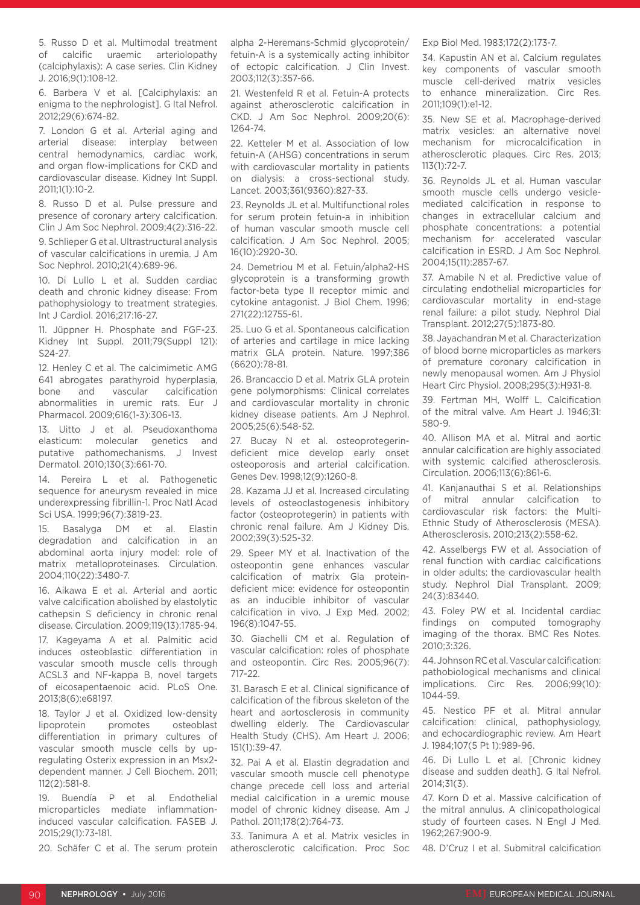5. Russo D et al. Multimodal treatment of calcific uraemic arteriolopathy (calciphylaxis): A case series. Clin Kidney J. 2016;9(1):108-12.

6. Barbera V et al. [Calciphylaxis: an enigma to the nephrologist]. G Ital Nefrol. 2012;29(6):674-82.

7. London G et al. Arterial aging and arterial disease: interplay between central hemodynamics, cardiac work, and organ flow-implications for CKD and cardiovascular disease. Kidney Int Suppl. 2011;1(1):10-2.

8. Russo D et al. Pulse pressure and presence of coronary artery calcification. Clin J Am Soc Nephrol. 2009;4(2):316-22.

9. Schlieper G et al. Ultrastructural analysis of vascular calcifications in uremia. J Am Soc Nephrol. 2010;21(4):689-96.

10. Di Lullo L et al. Sudden cardiac death and chronic kidney disease: From pathophysiology to treatment strategies. Int J Cardiol. 2016;217:16-27.

11. Jüppner H. Phosphate and FGF-23. Kidney Int Suppl. 2011;79(Suppl 121): S24-27.

12. Henley C et al. The calcimimetic AMG 641 abrogates parathyroid hyperplasia, bone and vascular calcification abnormalities in uremic rats. Eur J Pharmacol. 2009;616(1-3):306-13.

13. Uitto J et al. Pseudoxanthoma elasticum: molecular genetics and putative pathomechanisms. J Invest Dermatol. 2010;130(3):661-70.

14. Pereira L et al. Pathogenetic sequence for aneurysm revealed in mice underexpressing fibrillin-1. Proc Natl Acad Sci USA. 1999;96(7):3819-23.

15. Basalyga DM et al. Elastin degradation and calcification in an abdominal aorta injury model: role of matrix metalloproteinases. Circulation. 2004;110(22):3480-7.

16. Aikawa E et al. Arterial and aortic valve calcification abolished by elastolytic cathepsin S deficiency in chronic renal disease. Circulation. 2009;119(13):1785-94.

17. Kageyama A et al. Palmitic acid induces osteoblastic differentiation in vascular smooth muscle cells through ACSL3 and NF-kappa B, novel targets of eicosapentaenoic acid. PLoS One. 2013;8(6):e68197.

18. Taylor J et al. Oxidized low-density lipoprotein promotes osteoblast differentiation in primary cultures of vascular smooth muscle cells by up-regulating Osterix expression in an Msx2-dependent manner. J Cell Biochem. 2011; 112(2):581-8.

19. Buendía P et al. Endothelial microparticles mediate inflammation-induced vascular calcification. FASEB J. 2015;29(1):73-181.

20. Schäfer C et al. The serum protein alpha 2-Heremans-Schmid glycoprotein/fetuin-A is a systemically acting inhibitor of ectopic calcification. J Clin Invest. 2003;112(3):357-66.

21. Westenfeld R et al. Fetuin-A protects against atherosclerotic calcification in CKD. J Am Soc Nephrol. 2009;20(6): 1264-74.

22. Ketteler M et al. Association of low fetuin-A (AHSG) concentrations in serum with cardiovascular mortality in patients on dialysis: a cross-sectional study. Lancet. 2003;361(9360):827-33.

23. Reynolds JL et al. Multifunctional roles for serum protein fetuin-a in inhibition of human vascular smooth muscle cell calcification. J Am Soc Nephrol. 2005; 16(10):2920-30.

24. Demetriou M et al. Fetuin/alpha2-HS glycoprotein is a transforming growth factor-beta type II receptor mimic and cytokine antagonist. J Biol Chem. 1996; 271(22):12755-61.

25. Luo G et al. Spontaneous calcification of arteries and cartilage in mice lacking matrix GLA protein. Nature. 1997;386 (6620):78-81.

26. Brancaccio D et al. Matrix GLA protein gene polymorphisms: Clinical correlates and cardiovascular mortality in chronic kidney disease patients. Am J Nephrol. 2005;25(6):548-52.

27. Bucay N et al. osteoprotegerin-deficient mice develop early onset osteoporosis and arterial calcification. Genes Dev. 1998;12(9):1260-8.

28. Kazama JJ et al. Increased circulating levels of osteoclastogenesis inhibitory factor (osteoprotegerin) in patients with chronic renal failure. Am J Kidney Dis. 2002;39(3):525-32.

29. Speer MY et al. Inactivation of the osteopontin gene enhances vascular calcification of matrix Gla protein-deficient mice: evidence for osteopontin as an inducible inhibitor of vascular calcification in vivo. J Exp Med. 2002; 196(8):1047-55.

30. Giachelli CM et al. Regulation of vascular calcification: roles of phosphate and osteopontin. Circ Res. 2005;96(7): 717-22.

31. Barasch E et al. Clinical significance of calcification of the fibrous skeleton of the heart and aortosclerosis in community dwelling elderly. The Cardiovascular Health Study (CHS). Am Heart J. 2006; 151(1):39-47.

32. Pai A et al. Elastin degradation and vascular smooth muscle cell phenotype change precede cell loss and arterial medial calcification in a uremic mouse model of chronic kidney disease. Am J Pathol. 2011;178(2):764-73.

33. Tanimura A et al. Matrix vesicles in atherosclerotic calcification. Proc Soc Exp Biol Med. 1983;172(2):173-7.

34. Kapustin AN et al. Calcium regulates key components of vascular smooth muscle cell-derived matrix vesicles to enhance mineralization. Circ Res. 2011;109(1):e1-12.

35. New SE et al. Macrophage-derived matrix vesicles: an alternative novel mechanism for microcalcification in atherosclerotic plaques. Circ Res. 2013; 113(1):72-7.

36. Reynolds JL et al. Human vascular smooth muscle cells undergo vesicle-mediated calcification in response to changes in extracellular calcium and phosphate concentrations: a potential mechanism for accelerated vascular calcification in ESRD. J Am Soc Nephrol. 2004;15(11):2857-67.

37. Amabile N et al. Predictive value of circulating endothelial microparticles for cardiovascular mortality in end-stage renal failure: a pilot study. Nephrol Dial Transplant. 2012;27(5):1873-80.

38. Jayachandran M et al. Characterization of blood borne microparticles as markers of premature coronary calcification in newly menopausal women. Am J Physiol Heart Circ Physiol. 2008;295(3):H931-8.

39. Fertman MH, Wolff L. Calcification of the mitral valve. Am Heart J. 1946;31: 580-9.

40. Allison MA et al. Mitral and aortic annular calcification are highly associated with systemic calcified atherosclerosis. Circulation. 2006;113(6):861-6.

41. Kanjanauthai S et al. Relationships of mitral annular calcification to cardiovascular risk factors: the Multi-Ethnic Study of Atherosclerosis (MESA). Atherosclerosis. 2010;213(2):558-62.

42. Asselbergs FW et al. Association of renal function with cardiac calcifications in older adults: the cardiovascular health study. Nephrol Dial Transplant. 2009; 24(3):83440.

43. Foley PW et al. Incidental cardiac findings on computed tomography imaging of the thorax. BMC Res Notes. 2010;3:326.

44. Johnson RC et al. Vascular calcification: pathobiological mechanisms and clinical implications. Circ Res. 2006;99(10): 1044-59.

45. Nestico PF et al. Mitral annular calcification: clinical, pathophysiology, and echocardiographic review. Am Heart J. 1984;107(5 Pt 1):989-96.

46. Di Lullo L et al. [Chronic kidney disease and sudden death]. G Ital Nefrol. 2014;31(3).

47. Korn D et al. Massive calcification of the mitral annulus. A clinicopathological study of fourteen cases. N Engl J Med. 1962;267:900-9.

48. D'Cruz I et al. Submitral calcification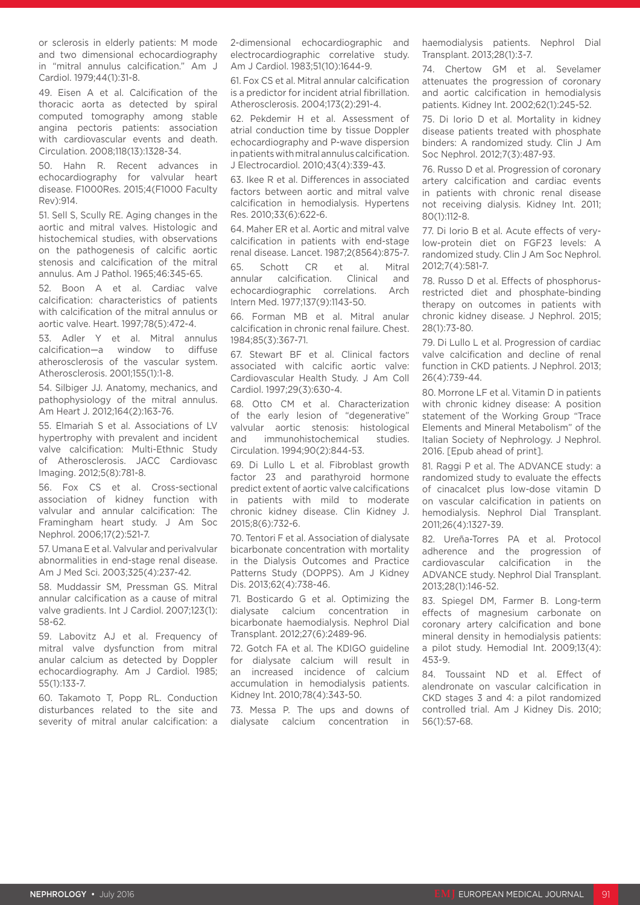or sclerosis in elderly patients: M mode and two dimensional echocardiography in "mitral annulus calcification." Am J Cardiol. 1979;44(1):31-8.

49. Eisen A et al. Calcification of the thoracic aorta as detected by spiral computed tomography among stable angina pectoris patients: association with cardiovascular events and death. Circulation. 2008;118(13):1328-34.

50. Hahn R. Recent advances in echocardiography for valvular heart disease. F1000Res. 2015;4(F1000 Faculty Rev):914.

51. Sell S, Scully RE. Aging changes in the aortic and mitral valves. Histologic and histochemical studies, with observations on the pathogenesis of calcific aortic stenosis and calcification of the mitral annulus. Am J Pathol. 1965;46:345-65.

52. Boon A et al. Cardiac valve calcification: characteristics of patients with calcification of the mitral annulus or aortic valve. Heart. 1997;78(5):472-4.

53. Adler Y et al. Mitral annulus calcification—a window to diffuse atherosclerosis of the vascular system. Atherosclerosis. 2001;155(1):1-8.

54. Silbiger JJ. Anatomy, mechanics, and pathophysiology of the mitral annulus. Am Heart J. 2012;164(2):163-76.

55. Elmariah S et al. Associations of LV hypertrophy with prevalent and incident valve calcification: Multi-Ethnic Study of Atherosclerosis. JACC Cardiovasc Imaging. 2012;5(8):781-8.

56. Fox CS et al. Cross-sectional association of kidney function with valvular and annular calcification: The Framingham heart study. J Am Soc Nephrol. 2006;17(2):521-7.

57. Umana E et al. Valvular and perivalvular abnormalities in end-stage renal disease. Am J Med Sci. 2003;325(4):237-42.

58. Muddassir SM, Pressman GS. Mitral annular calcification as a cause of mitral valve gradients. Int J Cardiol. 2007;123(1): 58-62.

59. Labovitz AJ et al. Frequency of mitral valve dysfunction from mitral anular calcium as detected by Doppler echocardiography. Am J Cardiol. 1985; 55(1):133-7.

60. Takamoto T, Popp RL. Conduction disturbances related to the site and severity of mitral anular calcification: a 2-dimensional echocardiographic and electrocardiographic correlative study. Am J Cardiol. 1983;51(10):1644-9.

61. Fox CS et al. Mitral annular calcification is a predictor for incident atrial fibrillation. Atherosclerosis. 2004;173(2):291-4.

62. Pekdemir H et al. Assessment of atrial conduction time by tissue Doppler echocardiography and P-wave dispersion in patients with mitral annulus calcification. J Electrocardiol. 2010;43(4):339-43.

63. Ikee R et al. Differences in associated factors between aortic and mitral valve calcification in hemodialysis. Hypertens Res. 2010;33(6):622-6.

64. Maher ER et al. Aortic and mitral valve calcification in patients with end-stage renal disease. Lancet. 1987;2(8564):875-7.

65. Schott CR et al. Mitral annular calcification. Clinical and echocardiographic correlations. Arch Intern Med. 1977;137(9):1143-50.

66. Forman MB et al. Mitral anular calcification in chronic renal failure. Chest. 1984;85(3):367-71.

67. Stewart BF et al. Clinical factors associated with calcific aortic valve: Cardiovascular Health Study. J Am Coll Cardiol. 1997;29(3):630-4.

68. Otto CM et al. Characterization of the early lesion of "degenerative" valvular aortic stenosis: histological and immunohistochemical studies. Circulation. 1994;90(2):844-53.

69. Di Lullo L et al. Fibroblast growth factor 23 and parathyroid hormone predict extent of aortic valve calcifications in patients with mild to moderate chronic kidney disease. Clin Kidney J. 2015;8(6):732-6.

70. Tentori F et al. Association of dialysate bicarbonate concentration with mortality in the Dialysis Outcomes and Practice Patterns Study (DOPPS). Am J Kidney Dis. 2013;62(4):738-46.

71. Bosticardo G et al. Optimizing the dialysate calcium concentration in bicarbonate haemodialysis. Nephrol Dial Transplant. 2012;27(6):2489-96.

72. Gotch FA et al. The KDIGO guideline for dialysate calcium will result in an increased incidence of calcium accumulation in hemodialysis patients. Kidney Int. 2010;78(4):343-50.

73. Messa P. The ups and downs of dialysate calcium concentration in haemodialysis patients. Nephrol Dial Transplant. 2013;28(1):3-7.

74. Chertow GM et al. Sevelamer attenuates the progression of coronary and aortic calcification in hemodialysis patients. Kidney Int. 2002;62(1):245-52.

75. Di Iorio D et al. Mortality in kidney disease patients treated with phosphate binders: A randomized study. Clin J Am Soc Nephrol. 2012;7(3):487-93.

76. Russo D et al. Progression of coronary artery calcification and cardiac events in patients with chronic renal disease not receiving dialysis. Kidney Int. 2011; 80(1):112-8.

77. Di Iorio B et al. Acute effects of very-low-protein diet on FGF23 levels: A randomized study. Clin J Am Soc Nephrol. 2012;7(4):581-7.

78. Russo D et al. Effects of phosphorus-restricted diet and phosphate-binding therapy on outcomes in patients with chronic kidney disease. J Nephrol. 2015; 28(1):73-80.

79. Di Lullo L et al. Progression of cardiac valve calcification and decline of renal function in CKD patients. J Nephrol. 2013; 26(4):739-44.

80. Morrone LF et al. Vitamin D in patients with chronic kidney disease: A position statement of the Working Group "Trace Elements and Mineral Metabolism" of the Italian Society of Nephrology. J Nephrol. 2016. [Epub ahead of print].

81. Raggi P et al. The ADVANCE study: a randomized study to evaluate the effects of cinacalcet plus low-dose vitamin D on vascular calcification in patients on hemodialysis. Nephrol Dial Transplant. 2011;26(4):1327-39.

82. Ureña-Torres PA et al. Protocol adherence and the progression of cardiovascular calcification in the ADVANCE study. Nephrol Dial Transplant. 2013;28(1):146-52.

83. Spiegel DM, Farmer B. Long-term effects of magnesium carbonate on coronary artery calcification and bone mineral density in hemodialysis patients: a pilot study. Hemodial Int. 2009;13(4): 453-9.

84. Toussaint ND et al. Effect of alendronate on vascular calcification in CKD stages 3 and 4: a pilot randomized controlled trial. Am J Kidney Dis. 2010; 56(1):57-68.